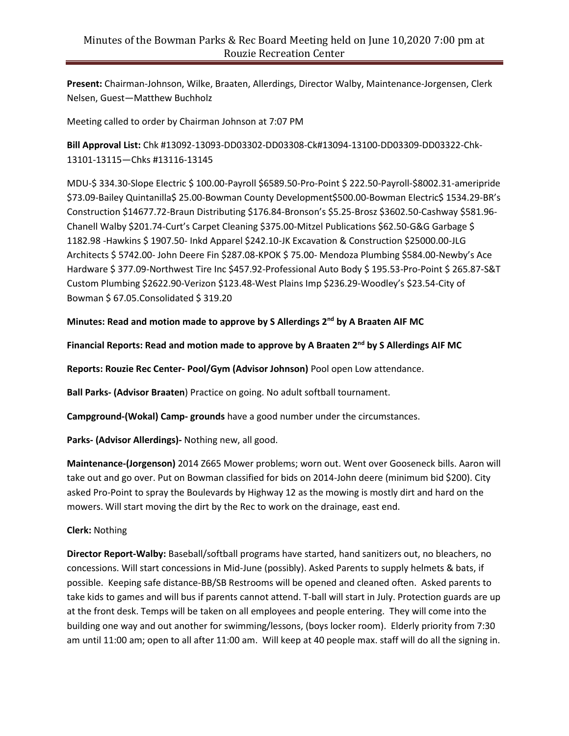# Minutes of the Bowman Parks & Rec Board Meeting held on June 10,2020 7:00 pm at Rouzie Recreation Center

**Present:** Chairman-Johnson, Wilke, Braaten, Allerdings, Director Walby, Maintenance-Jorgensen, Clerk Nelsen, Guest—Matthew Buchholz

Meeting called to order by Chairman Johnson at 7:07 PM

**Bill Approval List:** Chk #13092-13093-DD03302-DD03308-Ck#13094-13100-DD03309-DD03322-Chk-13101-13115—Chks #13116-13145

MDU-$ 334.30-Slope Electric $ 100.00-Payroll $6589.50-Pro-Point $ 222.50-Payroll-$8002.31-ameripride $73.09-Bailey Quintanilla$ 25.00-Bowman County Development$500.00-Bowman Electric$ 1534.29-BR's Construction $14677.72-Braun Distributing $176.84-Bronson's $5.25-Brosz $3602.50-Cashway $581.96-Chanell Walby $201.74-Curt's Carpet Cleaning $375.00-Mitzel Publications $62.50-G&G Garbage $ 1182.98 -Hawkins $ 1907.50- Inkd Apparel $242.10-JK Excavation & Construction $25000.00-JLG Architects $ 5742.00- John Deere Fin $287.08-KPOK $ 75.00- Mendoza Plumbing $584.00-Newby's Ace Hardware $ 377.09-Northwest Tire Inc $457.92-Professional Auto Body $ 195.53-Pro-Point $ 265.87-S&T Custom Plumbing $2622.90-Verizon $123.48-West Plains Imp $236.29-Woodley's $23.54-City of Bowman $ 67.05.Consolidated $ 319.20

**Minutes: Read and motion made to approve by S Allerdings 2nd by A Braaten AIF MC**

**Financial Reports: Read and motion made to approve by A Braaten 2nd by S Allerdings AIF MC**

**Reports: Rouzie Rec Center- Pool/Gym (Advisor Johnson)** Pool open Low attendance.

**Ball Parks- (Advisor Braaten**) Practice on going. No adult softball tournament.

**Campground-(Wokal) Camp- grounds** have a good number under the circumstances.

**Parks- (Advisor Allerdings)-** Nothing new, all good.

**Maintenance-(Jorgenson)** 2014 Z665 Mower problems; worn out. Went over Gooseneck bills. Aaron will take out and go over. Put on Bowman classified for bids on 2014-John deere (minimum bid $200). City asked Pro-Point to spray the Boulevards by Highway 12 as the mowing is mostly dirt and hard on the mowers. Will start moving the dirt by the Rec to work on the drainage, east end.

**Clerk:** Nothing

**Director Report-Walby:** Baseball/softball programs have started, hand sanitizers out, no bleachers, no concessions. Will start concessions in Mid-June (possibly). Asked Parents to supply helmets & bats, if possible. Keeping safe distance-BB/SB Restrooms will be opened and cleaned often. Asked parents to take kids to games and will bus if parents cannot attend. T-ball will start in July. Protection guards are up at the front desk. Temps will be taken on all employees and people entering. They will come into the building one way and out another for swimming/lessons, (boys locker room). Elderly priority from 7:30 am until 11:00 am; open to all after 11:00 am. Will keep at 40 people max. staff will do all the signing in.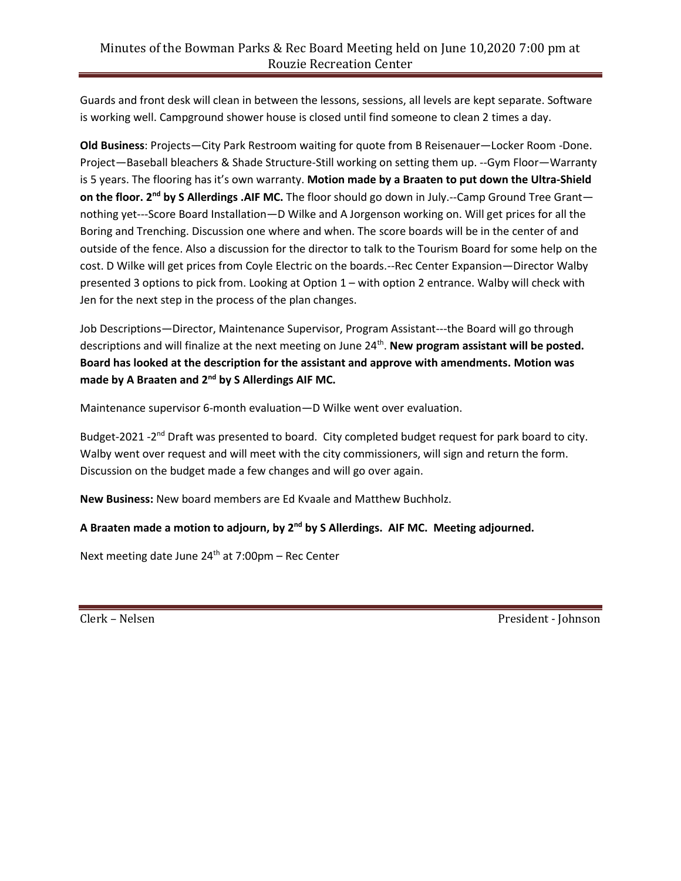Guards and front desk will clean in between the lessons, sessions, all levels are kept separate. Software is working well. Campground shower house is closed until find someone to clean 2 times a day.

**Old Business**: Projects—City Park Restroom waiting for quote from B Reisenauer—Locker Room -Done. Project—Baseball bleachers & Shade Structure-Still working on setting them up. --Gym Floor—Warranty is 5 years. The flooring has it's own warranty. **Motion made by a Braaten to put down the Ultra-Shield on the floor. 2nd by S Allerdings .AIF MC.** The floor should go down in July.--Camp Ground Tree Grant—nothing yet---Score Board Installation—D Wilke and A Jorgenson working on. Will get prices for all the Boring and Trenching. Discussion one where and when. The score boards will be in the center of and outside of the fence. Also a discussion for the director to talk to the Tourism Board for some help on the cost. D Wilke will get prices from Coyle Electric on the boards.--Rec Center Expansion—Director Walby presented 3 options to pick from. Looking at Option 1 – with option 2 entrance. Walby will check with Jen for the next step in the process of the plan changes.

Job Descriptions—Director, Maintenance Supervisor, Program Assistant---the Board will go through descriptions and will finalize at the next meeting on June 24th. **New program assistant will be posted. Board has looked at the description for the assistant and approve with amendments. Motion was made by A Braaten and 2nd by S Allerdings AIF MC.**

Maintenance supervisor 6-month evaluation—D Wilke went over evaluation.

Budget-2021 -2nd Draft was presented to board. City completed budget request for park board to city. Walby went over request and will meet with the city commissioners, will sign and return the form. Discussion on the budget made a few changes and will go over again.

**New Business:** New board members are Ed Kvaale and Matthew Buchholz.

**A Braaten made a motion to adjourn, by 2nd by S Allerdings. AIF MC. Meeting adjourned.**

Next meeting date June 24th at 7:00pm – Rec Center

Clerk – Nelsen

President - Johnson